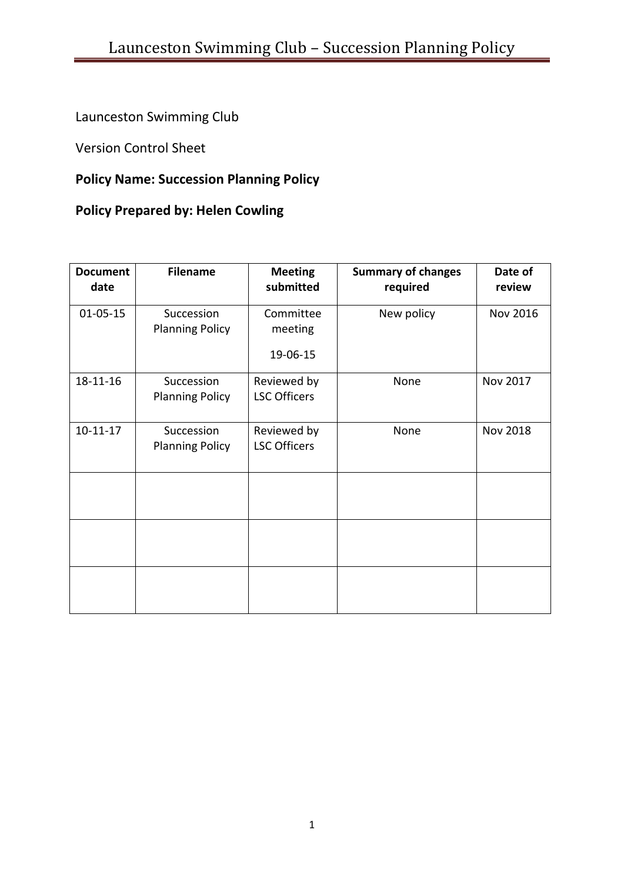Launceston Swimming Club

Version Control Sheet

**Policy Name: Succession Planning Policy**

**Policy Prepared by: Helen Cowling**

| Document date | Filename | Meeting submitted | Summary of changes required | Date of review |
|---|---|---|---|---|
| 01-05-15 | Succession Planning Policy | Committee meeting 19-06-15 | New policy | Nov 2016 |
| 18-11-16 | Succession Planning Policy | Reviewed by LSC Officers | None | Nov 2017 |
| 10-11-17 | Succession Planning Policy | Reviewed by LSC Officers | None | Nov 2018 |
| | | | | |
| | | | | |
| | | | | |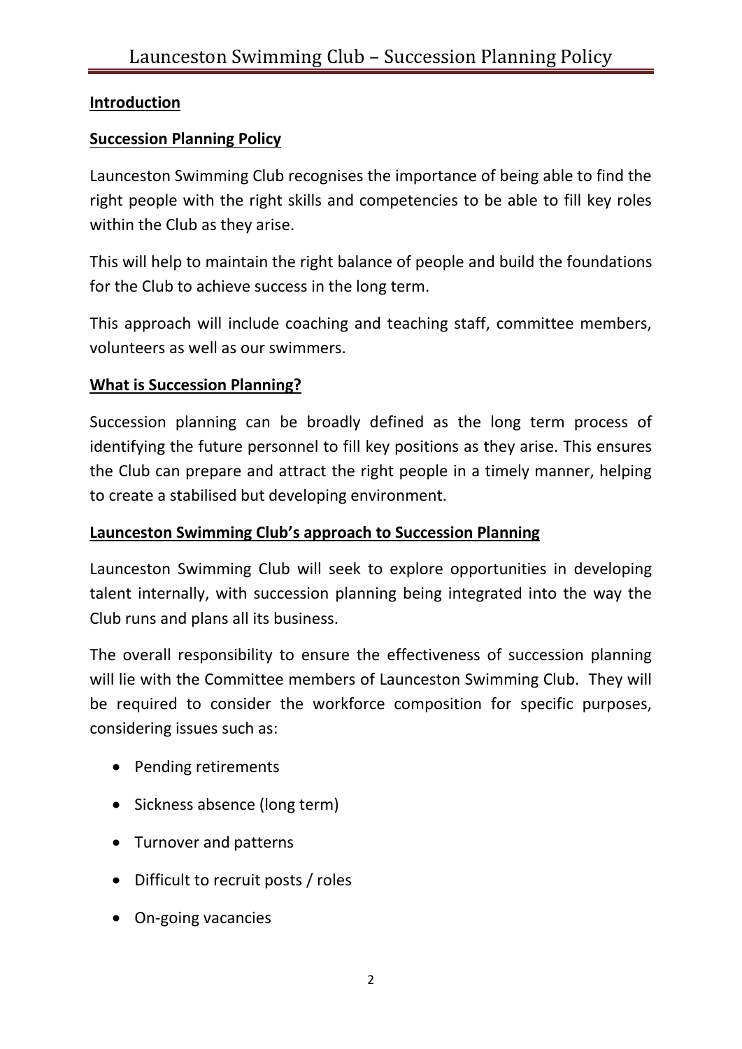**Introduction**

**Succession Planning Policy**

Launceston Swimming Club recognises the importance of being able to find the right people with the right skills and competencies to be able to fill key roles within the Club as they arise.

This will help to maintain the right balance of people and build the foundations for the Club to achieve success in the long term.

This approach will include coaching and teaching staff, committee members, volunteers as well as our swimmers.

**What is Succession Planning?**

Succession planning can be broadly defined as the long term process of identifying the future personnel to fill key positions as they arise. This ensures the Club can prepare and attract the right people in a timely manner, helping to create a stabilised but developing environment.

**Launceston Swimming Club's approach to Succession Planning**

Launceston Swimming Club will seek to explore opportunities in developing talent internally, with succession planning being integrated into the way the Club runs and plans all its business.

The overall responsibility to ensure the effectiveness of succession planning will lie with the Committee members of Launceston Swimming Club. They will be required to consider the workforce composition for specific purposes, considering issues such as:

- Pending retirements
- Sickness absence (long term)
- Turnover and patterns
- Difficult to recruit posts / roles
- On-going vacancies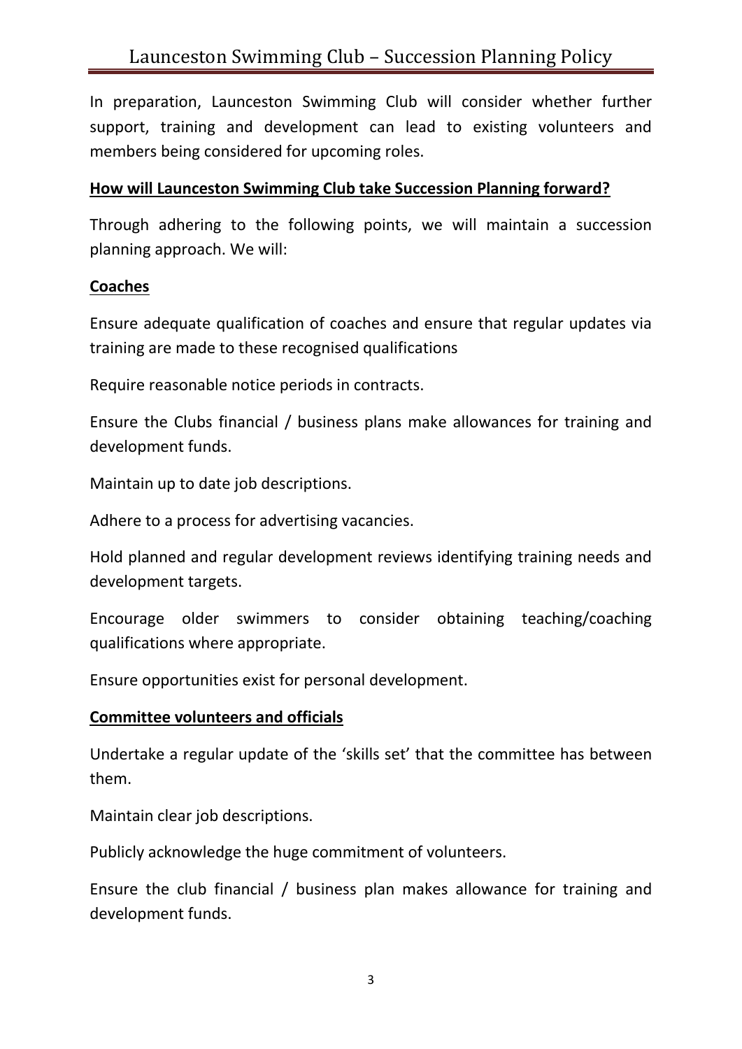In preparation, Launceston Swimming Club will consider whether further support, training and development can lead to existing volunteers and members being considered for upcoming roles.

**How will Launceston Swimming Club take Succession Planning forward?**

Through adhering to the following points, we will maintain a succession planning approach. We will:

**Coaches**

Ensure adequate qualification of coaches and ensure that regular updates via training are made to these recognised qualifications

Require reasonable notice periods in contracts.

Ensure the Clubs financial / business plans make allowances for training and development funds.

Maintain up to date job descriptions.

Adhere to a process for advertising vacancies.

Hold planned and regular development reviews identifying training needs and development targets.

Encourage older swimmers to consider obtaining teaching/coaching qualifications where appropriate.

Ensure opportunities exist for personal development.

**Committee volunteers and officials**

Undertake a regular update of the 'skills set' that the committee has between them.

Maintain clear job descriptions.

Publicly acknowledge the huge commitment of volunteers.

Ensure the club financial / business plan makes allowance for training and development funds.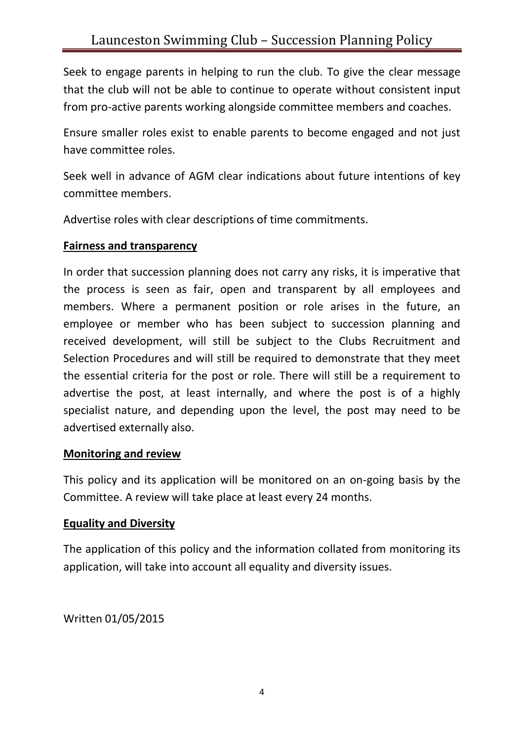Seek to engage parents in helping to run the club. To give the clear message that the club will not be able to continue to operate without consistent input from pro-active parents working alongside committee members and coaches.

Ensure smaller roles exist to enable parents to become engaged and not just have committee roles.

Seek well in advance of AGM clear indications about future intentions of key committee members.

Advertise roles with clear descriptions of time commitments.

**Fairness and transparency**

In order that succession planning does not carry any risks, it is imperative that the process is seen as fair, open and transparent by all employees and members. Where a permanent position or role arises in the future, an employee or member who has been subject to succession planning and received development, will still be subject to the Clubs Recruitment and Selection Procedures and will still be required to demonstrate that they meet the essential criteria for the post or role. There will still be a requirement to advertise the post, at least internally, and where the post is of a highly specialist nature, and depending upon the level, the post may need to be advertised externally also.

**Monitoring and review**

This policy and its application will be monitored on an on-going basis by the Committee. A review will take place at least every 24 months.

**Equality and Diversity**

The application of this policy and the information collated from monitoring its application, will take into account all equality and diversity issues.

Written 01/05/2015